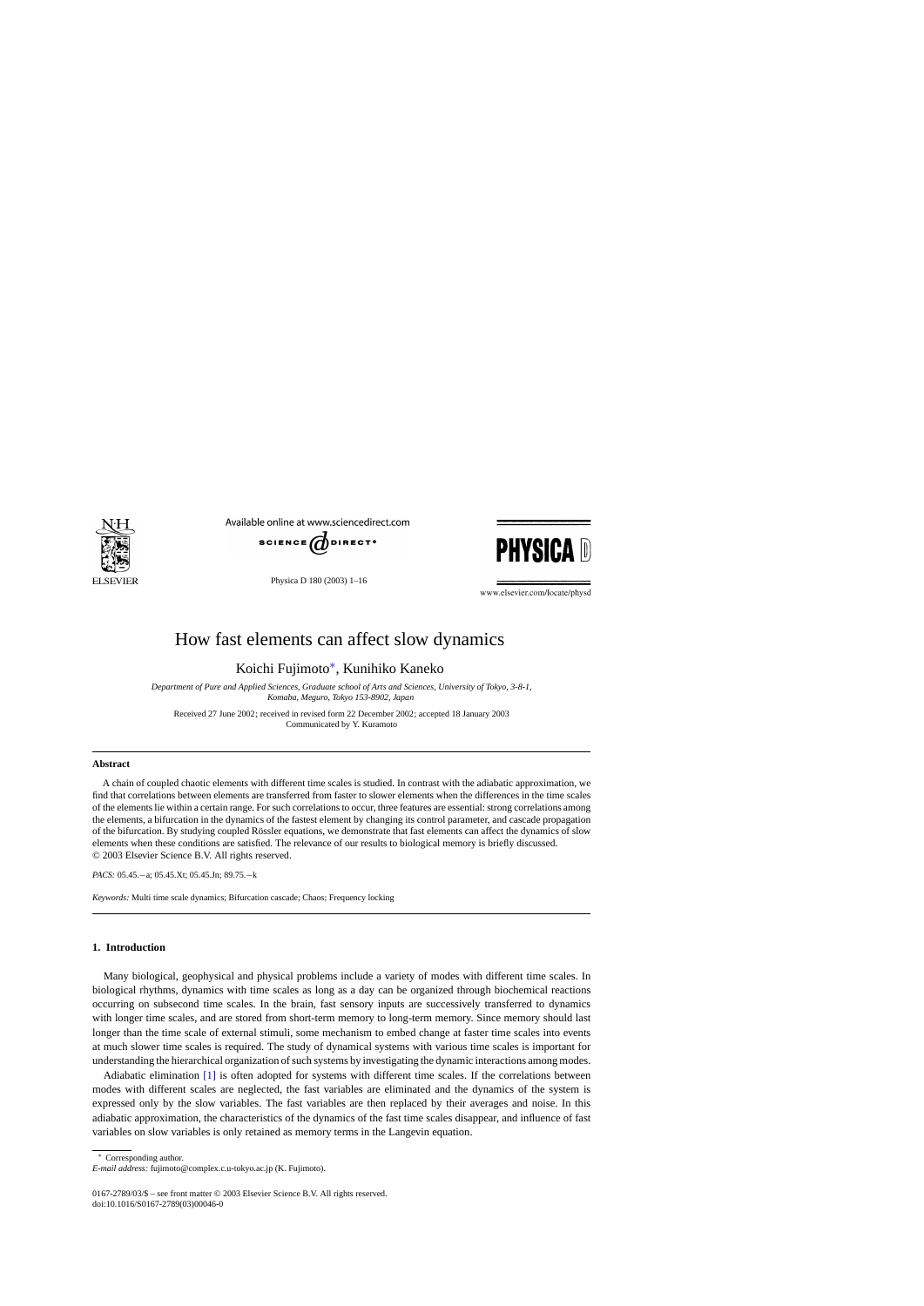# How fast elements can affect slow dynamics

Koichi Fujimoto*, Kunihiko Kaneko

*Department of Pure and Applied Sciences, Graduate school of Arts and Sciences, University of Tokyo, 3-8-1, Komaba, Meguro, Tokyo 153-8902, Japan*

Received 27 June 2002; received in revised form 22 December 2002; accepted 18 January 2003
Communicated by Y. Kuramoto

## Abstract

A chain of coupled chaotic elements with different time scales is studied. In contrast with the adiabatic approximation, we find that correlations between elements are transferred from faster to slower elements when the differences in the time scales of the elements lie within a certain range. For such correlations to occur, three features are essential: strong correlations among the elements, a bifurcation in the dynamics of the fastest element by changing its control parameter, and cascade propagation of the bifurcation. By studying coupled Rössler equations, we demonstrate that fast elements can affect the dynamics of slow elements when these conditions are satisfied. The relevance of our results to biological memory is briefly discussed.
© 2003 Elsevier Science B.V. All rights reserved.

*PACS:* 05.45.−a; 05.45.Xt; 05.45.Jn; 89.75.−k

*Keywords:* Multi time scale dynamics; Bifurcation cascade; Chaos; Frequency locking

## 1. Introduction

Many biological, geophysical and physical problems include a variety of modes with different time scales. In biological rhythms, dynamics with time scales as long as a day can be organized through biochemical reactions occurring on subsecond time scales. In the brain, fast sensory inputs are successively transferred to dynamics with longer time scales, and are stored from short-term memory to long-term memory. Since memory should last longer than the time scale of external stimuli, some mechanism to embed change at faster time scales into events at much slower time scales is required. The study of dynamical systems with various time scales is important for understanding the hierarchical organization of such systems by investigating the dynamic interactions among modes.

Adiabatic elimination [1] is often adopted for systems with different time scales. If the correlations between modes with different scales are neglected, the fast variables are eliminated and the dynamics of the system is expressed only by the slow variables. The fast variables are then replaced by their averages and noise. In this adiabatic approximation, the characteristics of the dynamics of the fast time scales disappear, and influence of fast variables on slow variables is only retained as memory terms in the Langevin equation.

* Corresponding author.
*E-mail address:* fujimoto@complex.c.u-tokyo.ac.jp (K. Fujimoto).

0167-2789/03/$ – see front matter © 2003 Elsevier Science B.V. All rights reserved.
doi:10.1016/S0167-2789(03)00046-0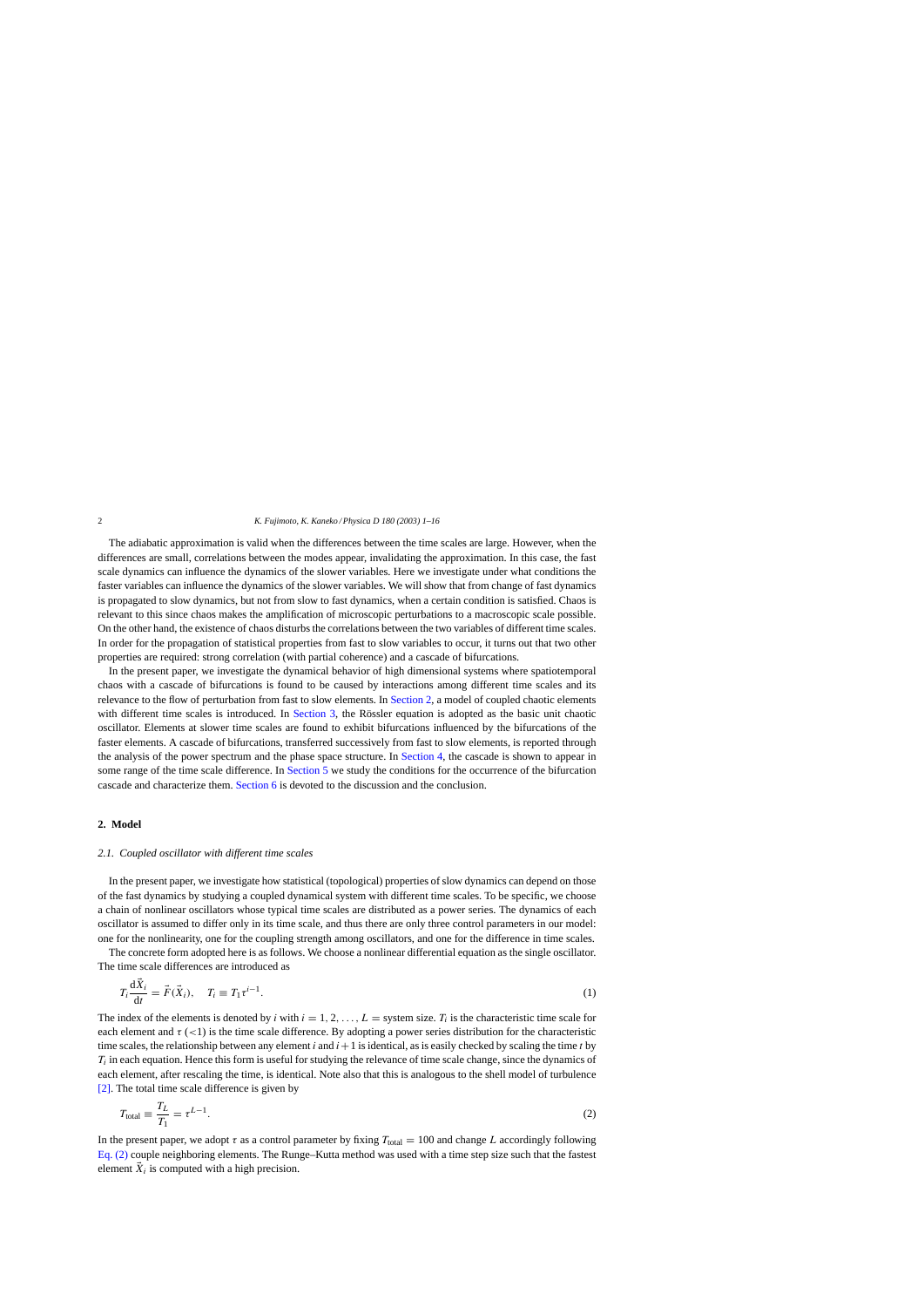The adiabatic approximation is valid when the differences between the time scales are large. However, when the differences are small, correlations between the modes appear, invalidating the approximation. In this case, the fast scale dynamics can influence the dynamics of the slower variables. Here we investigate under what conditions the faster variables can influence the dynamics of the slower variables. We will show that from change of fast dynamics is propagated to slow dynamics, but not from slow to fast dynamics, when a certain condition is satisfied. Chaos is relevant to this since chaos makes the amplification of microscopic perturbations to a macroscopic scale possible. On the other hand, the existence of chaos disturbs the correlations between the two variables of different time scales. In order for the propagation of statistical properties from fast to slow variables to occur, it turns out that two other properties are required: strong correlation (with partial coherence) and a cascade of bifurcations.

In the present paper, we investigate the dynamical behavior of high dimensional systems where spatiotemporal chaos with a cascade of bifurcations is found to be caused by interactions among different time scales and its relevance to the flow of perturbation from fast to slow elements. In Section 2, a model of coupled chaotic elements with different time scales is introduced. In Section 3, the Rössler equation is adopted as the basic unit chaotic oscillator. Elements at slower time scales are found to exhibit bifurcations influenced by the bifurcations of the faster elements. A cascade of bifurcations, transferred successively from fast to slow elements, is reported through the analysis of the power spectrum and the phase space structure. In Section 4, the cascade is shown to appear in some range of the time scale difference. In Section 5 we study the conditions for the occurrence of the bifurcation cascade and characterize them. Section 6 is devoted to the discussion and the conclusion.

## 2. Model

### 2.1. Coupled oscillator with different time scales

In the present paper, we investigate how statistical (topological) properties of slow dynamics can depend on those of the fast dynamics by studying a coupled dynamical system with different time scales. To be specific, we choose a chain of nonlinear oscillators whose typical time scales are distributed as a power series. The dynamics of each oscillator is assumed to differ only in its time scale, and thus there are only three control parameters in our model: one for the nonlinearity, one for the coupling strength among oscillators, and one for the difference in time scales.

The concrete form adopted here is as follows. We choose a nonlinear differential equation as the single oscillator. The time scale differences are introduced as

$$T_i \frac{\mathrm{d}\vec{X}_i}{\mathrm{d}t} = \vec{F}(\vec{X}_i), \quad T_i \equiv T_1 \tau^{i-1}. \tag{1}$$

The index of the elements is denoted by $i$ with $i = 1, 2, \ldots, L =$ system size. $T_i$ is the characteristic time scale for each element and $\tau$ ($<1$) is the time scale difference. By adopting a power series distribution for the characteristic time scales, the relationship between any element $i$ and $i+1$ is identical, as is easily checked by scaling the time $t$ by $T_i$ in each equation. Hence this form is useful for studying the relevance of time scale change, since the dynamics of each element, after rescaling the time, is identical. Note also that this is analogous to the shell model of turbulence [2]. The total time scale difference is given by

$$T_{\mathrm{total}} \equiv \frac{T_L}{T_1} = \tau^{L-1}. \tag{2}$$

In the present paper, we adopt $\tau$ as a control parameter by fixing $T_{\mathrm{total}} = 100$ and change $L$ accordingly following Eq. (2) couple neighboring elements. The Runge–Kutta method was used with a time step size such that the fastest element $\vec{X}_i$ is computed with a high precision.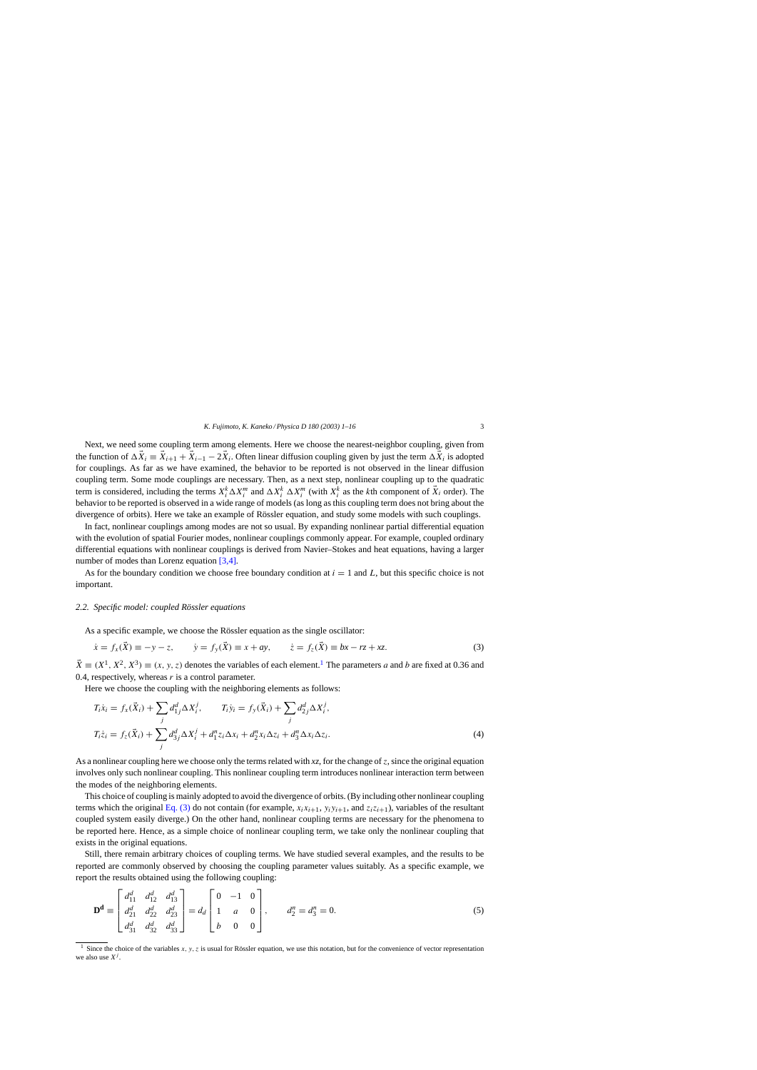Next, we need some coupling term among elements. Here we choose the nearest-neighbor coupling, given from the function of $\Delta\vec{X}_i \equiv \vec{X}_{i+1} + \vec{X}_{i-1} - 2\vec{X}_i$. Often linear diffusion coupling given by just the term $\Delta\vec{X}_i$ is adopted for couplings. As far as we have examined, the behavior to be reported is not observed in the linear diffusion coupling term. Some mode couplings are necessary. Then, as a next step, nonlinear coupling up to the quadratic term is considered, including the terms $X_i^k \Delta X_i^m$ and $\Delta X_i^k\, \Delta X_i^m$ (with $X_i^k$ as the $k$th component of $\vec{X}_i$ order). The behavior to be reported is observed in a wide range of models (as long as this coupling term does not bring about the divergence of orbits). Here we take an example of Rössler equation, and study some models with such couplings.

In fact, nonlinear couplings among modes are not so usual. By expanding nonlinear partial differential equation with the evolution of spatial Fourier modes, nonlinear couplings commonly appear. For example, coupled ordinary differential equations with nonlinear couplings is derived from Navier–Stokes and heat equations, having a larger number of modes than Lorenz equation [3,4].

As for the boundary condition we choose free boundary condition at $i = 1$ and $L$, but this specific choice is not important.

### 2.2. Specific model: coupled Rössler equations

As a specific example, we choose the Rössler equation as the single oscillator:

$$\dot{x} = f_x(\vec{X}) \equiv -y - z, \qquad \dot{y} = f_y(\vec{X}) \equiv x + ay, \qquad \dot{z} = f_z(\vec{X}) \equiv bx - rz + xz. \tag{3}$$

$\vec{X} \equiv (X^1, X^2, X^3) \equiv (x, y, z)$ denotes the variables of each element.[1] The parameters $a$ and $b$ are fixed at 0.36 and 0.4, respectively, whereas $r$ is a control parameter.

Here we choose the coupling with the neighboring elements as follows:

$$T_i\dot{x}_i = f_x(\vec{X}_i) + \sum_j d_{1j}^d \Delta X_i^j, \qquad T_i\dot{y}_i = f_y(\vec{X}_i) + \sum_j d_{2j}^d \Delta X_i^j,$$
$$T_i\dot{z}_i = f_z(\vec{X}_i) + \sum_j d_{3j}^d \Delta X_i^j + d_1^n z_i \Delta x_i + d_2^n x_i \Delta z_i + d_3^n \Delta x_i \Delta z_i. \tag{4}$$

As a nonlinear coupling here we choose only the terms related with $xz$, for the change of $z$, since the original equation involves only such nonlinear coupling. This nonlinear coupling term introduces nonlinear interaction term between the modes of the neighboring elements.

This choice of coupling is mainly adopted to avoid the divergence of orbits. (By including other nonlinear coupling terms which the original Eq. (3) do not contain (for example, $x_i x_{i+1}$, $y_i y_{i+1}$, and $z_i z_{i+1}$), variables of the resultant coupled system easily diverge.) On the other hand, nonlinear coupling terms are necessary for the phenomena to be reported here. Hence, as a simple choice of nonlinear coupling term, we take only the nonlinear coupling that exists in the original equations.

Still, there remain arbitrary choices of coupling terms. We have studied several examples, and the results to be reported are commonly observed by choosing the coupling parameter values suitably. As a specific example, we report the results obtained using the following coupling:

$$\mathbf{D^d} \equiv \begin{bmatrix} d_{11}^d & d_{12}^d & d_{13}^d \\ d_{21}^d & d_{22}^d & d_{23}^d \\ d_{31}^d & d_{32}^d & d_{33}^d \end{bmatrix} = d_d \begin{bmatrix} 0 & -1 & 0 \\ 1 & a & 0 \\ b & 0 & 0 \end{bmatrix}, \qquad d_2^n = d_3^n = 0. \tag{5}$$

---

[1] Since the choice of the variables $x$, $y$, $z$ is usual for Rössler equation, we use this notation, but for the convenience of vector representation we also use $X^j$.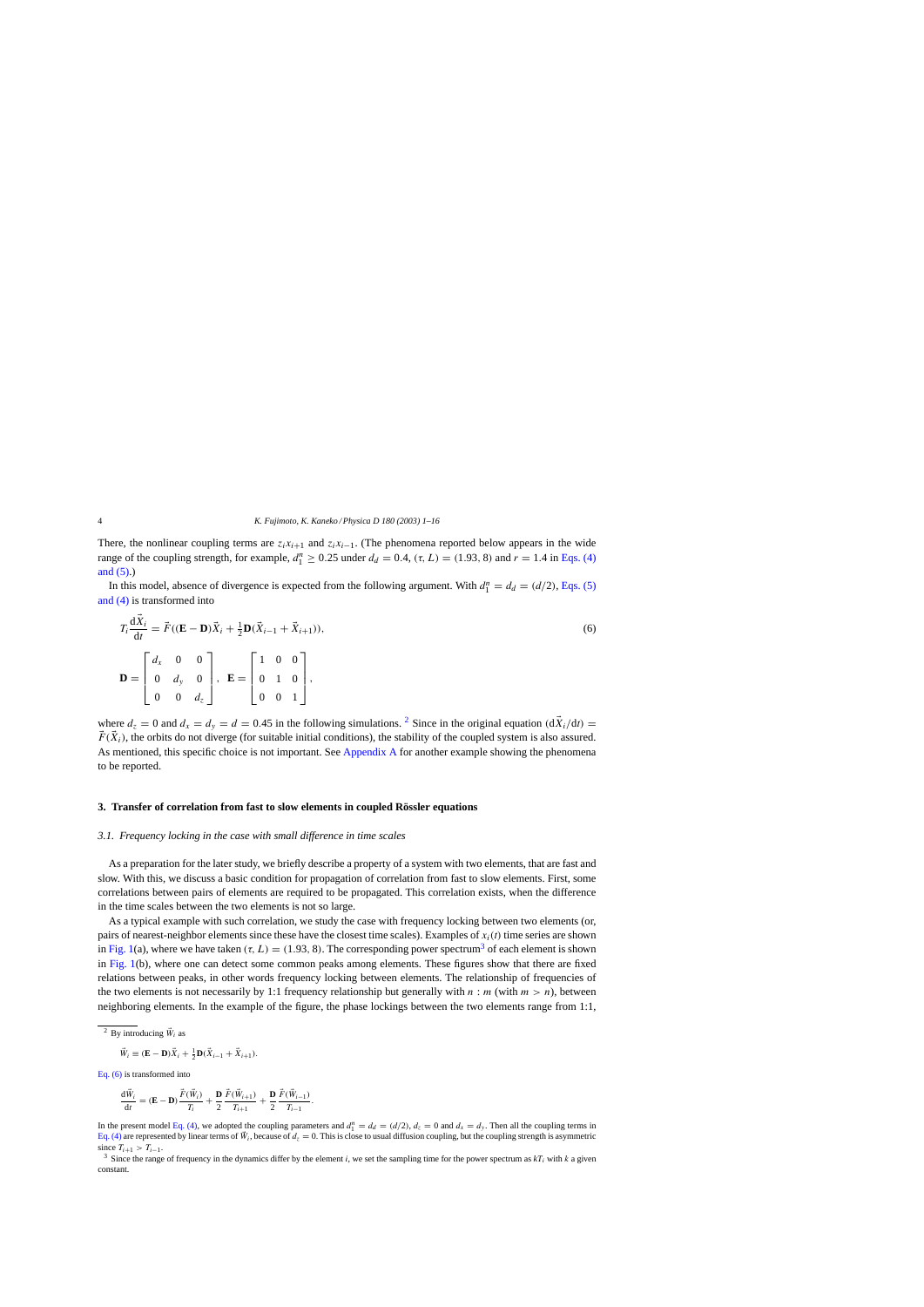There, the nonlinear coupling terms are $z_i x_{i+1}$ and $z_i x_{i-1}$. (The phenomena reported below appears in the wide range of the coupling strength, for example, $d_1^n \geq 0.25$ under $d_d = 0.4$, $(\tau, L) = (1.93, 8)$ and $r = 1.4$ in Eqs. (4) and (5).)

In this model, absence of divergence is expected from the following argument. With $d_1^n = d_d = (d/2)$, Eqs. (5) and (4) is transformed into

$$T_i \frac{\mathrm{d}\vec{X}_i}{\mathrm{d}t} = \vec{F}((\mathbf{E} - \mathbf{D})\vec{X}_i + \tfrac{1}{2}\mathbf{D}(\vec{X}_{i-1} + \vec{X}_{i+1})), \tag{6}$$

$$\mathbf{D} = \begin{bmatrix} d_x & 0 & 0 \\ 0 & d_y & 0 \\ 0 & 0 & d_z \end{bmatrix}, \quad \mathbf{E} = \begin{bmatrix} 1 & 0 & 0 \\ 0 & 1 & 0 \\ 0 & 0 & 1 \end{bmatrix},$$

where $d_z = 0$ and $d_x = d_y = d = 0.45$ in the following simulations. [2] Since in the original equation $(\mathrm{d}\vec{X}_i/\mathrm{d}t) = \vec{F}(\vec{X}_i)$, the orbits do not diverge (for suitable initial conditions), the stability of the coupled system is also assured. As mentioned, this specific choice is not important. See Appendix A for another example showing the phenomena to be reported.

## 3. Transfer of correlation from fast to slow elements in coupled Rössler equations

### *3.1. Frequency locking in the case with small difference in time scales*

As a preparation for the later study, we briefly describe a property of a system with two elements, that are fast and slow. With this, we discuss a basic condition for propagation of correlation from fast to slow elements. First, some correlations between pairs of elements are required to be propagated. This correlation exists, when the difference in the time scales between the two elements is not so large.

As a typical example with such correlation, we study the case with frequency locking between two elements (or, pairs of nearest-neighbor elements since these have the closest time scales). Examples of $x_i(t)$ time series are shown in Fig. 1(a), where we have taken $(\tau, L) = (1.93, 8)$. The corresponding power spectrum[3] of each element is shown in Fig. 1(b), where one can detect some common peaks among elements. These figures show that there are fixed relations between peaks, in other words frequency locking between elements. The relationship of frequencies of the two elements is not necessarily by 1:1 frequency relationship but generally with $n : m$ (with $m > n$), between neighboring elements. In the example of the figure, the phase lockings between the two elements range from 1:1,

---

[2] By introducing $\vec{W}_i$ as

$$\vec{W}_i \equiv (\mathbf{E} - \mathbf{D})\vec{X}_i + \tfrac{1}{2}\mathbf{D}(\vec{X}_{i-1} + \vec{X}_{i+1}).$$

Eq. (6) is transformed into

$$\frac{\mathrm{d}\vec{W}_i}{\mathrm{d}t} = (\mathbf{E} - \mathbf{D})\frac{\vec{F}(\vec{W}_i)}{T_i} + \frac{\mathbf{D}}{2}\frac{\vec{F}(\vec{W}_{i+1})}{T_{i+1}} + \frac{\mathbf{D}}{2}\frac{\vec{F}(\vec{W}_{i-1})}{T_{i-1}}.$$

In the present model Eq. (4), we adopted the coupling parameters and $d_1^n = d_d = (d/2)$, $d_z = 0$ and $d_x = d_y$. Then all the coupling terms in Eq. (4) are represented by linear terms of $\vec{W}_i$, because of $d_z = 0$. This is close to usual diffusion coupling, but the coupling strength is asymmetric since $T_{i+1} > T_{i-1}$.

[3] Since the range of frequency in the dynamics differ by the element $i$, we set the sampling time for the power spectrum as $kT_i$ with $k$ a given constant.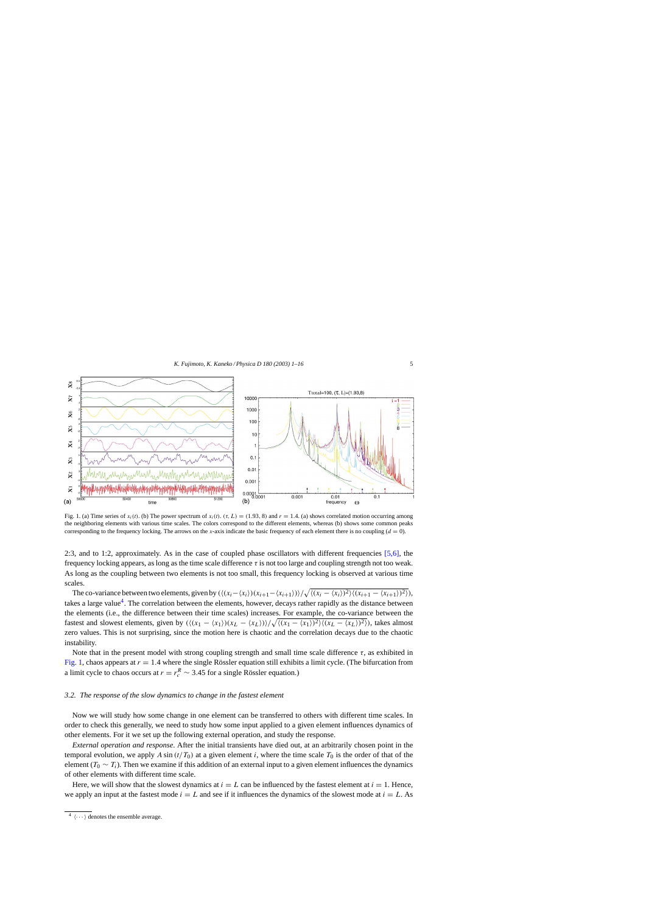Fig. 1. (a) Time series of $x_i(t)$. (b) The power spectrum of $x_i(t)$. $(\tau, L) = (1.93, 8)$ and $r = 1.4$. (a) shows correlated motion occurring among the neighboring elements with various time scales. The colors correspond to the different elements, whereas (b) shows some common peaks corresponding to the frequency locking. The arrows on the $x$-axis indicate the basic frequency of each element there is no coupling ($d = 0$).

2:3, and to 1:2, approximately. As in the case of coupled phase oscillators with different frequencies [5,6], the frequency locking appears, as long as the time scale difference $\tau$ is not too large and coupling strength not too weak. As long as the coupling between two elements is not too small, this frequency locking is observed at various time scales.

The co-variance between two elements, given by $\langle(x_i - \langle x_i\rangle)(x_{i+1} - \langle x_{i+1}\rangle)\rangle/\sqrt{\langle(x_i - \langle x_i\rangle)^2\rangle\langle(x_{i+1} - \langle x_{i+1}\rangle)^2\rangle}$, takes a large value[4]. The correlation between the elements, however, decays rather rapidly as the distance between the elements (i.e., the difference between their time scales) increases. For example, the co-variance between the fastest and slowest elements, given by $\langle(x_1 - \langle x_1\rangle)(x_L - \langle x_L\rangle)\rangle/\sqrt{\langle(x_1 - \langle x_1\rangle)^2\rangle\langle(x_L - \langle x_L\rangle)^2\rangle}$, takes almost zero values. This is not surprising, since the motion here is chaotic and the correlation decays due to the chaotic instability.

Note that in the present model with strong coupling strength and small time scale difference $\tau$, as exhibited in Fig. 1, chaos appears at $r = 1.4$ where the single Rössler equation still exhibits a limit cycle. (The bifurcation from a limit cycle to chaos occurs at $r = r_c^R \sim 3.45$ for a single Rössler equation.)

### 3.2. The response of the slow dynamics to change in the fastest element

Now we will study how some change in one element can be transferred to others with different time scales. In order to check this generally, we need to study how some input applied to a given element influences dynamics of other elements. For it we set up the following external operation, and study the response.

*External operation and response.* After the initial transients have died out, at an arbitrarily chosen point in the temporal evolution, we apply $A \sin(t/T_0)$ at a given element $i$, where the time scale $T_0$ is the order of that of the element ($T_0 \sim T_i$). Then we examine if this addition of an external input to a given element influences the dynamics of other elements with different time scale.

Here, we will show that the slowest dynamics at $i = L$ can be influenced by the fastest element at $i = 1$. Hence, we apply an input at the fastest mode $i = L$ and see if it influences the dynamics of the slowest mode at $i = L$. As

[4] $\langle \cdots \rangle$ denotes the ensemble average.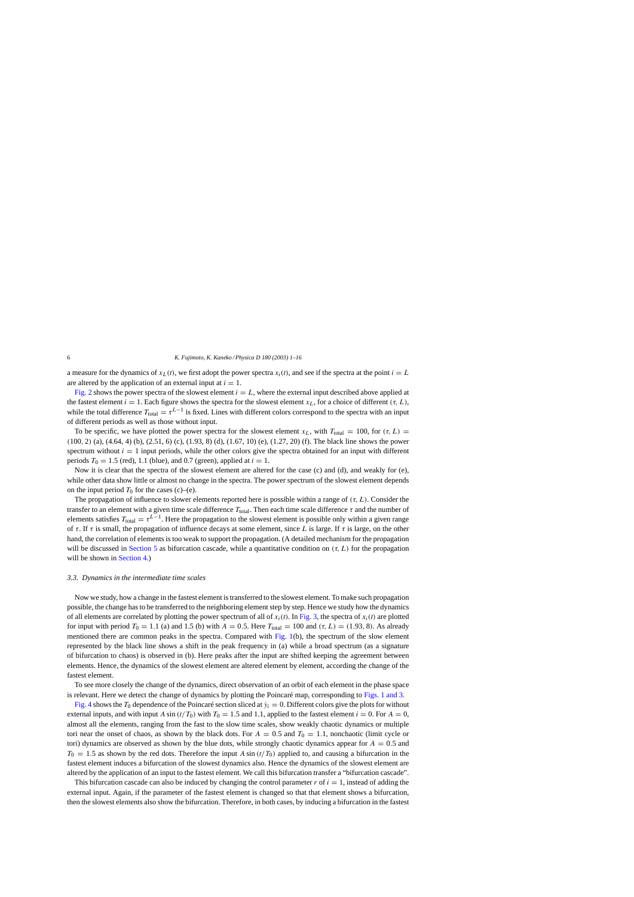a measure for the dynamics of $x_L(t)$, we first adopt the power spectra $x_i(t)$, and see if the spectra at the point $i = L$ are altered by the application of an external input at $i = 1$.

Fig. 2 shows the power spectra of the slowest element $i = L$, where the external input described above applied at the fastest element $i = 1$. Each figure shows the spectra for the slowest element $x_L$, for a choice of different $(\tau, L)$, while the total difference $T_{\text{total}} = \tau^{L-1}$ is fixed. Lines with different colors correspond to the spectra with an input of different periods as well as those without input.

To be specific, we have plotted the power spectra for the slowest element $x_L$, with $T_{\text{total}} = 100$, for $(\tau, L) = (100, 2)$ (a), $(4.64, 4)$ (b), $(2.51, 6)$ (c), $(1.93, 8)$ (d), $(1.67, 10)$ (e), $(1.27, 20)$ (f). The black line shows the power spectrum without $i = 1$ input periods, while the other colors give the spectra obtained for an input with different periods $T_0 = 1.5$ (red), 1.1 (blue), and 0.7 (green), applied at $i = 1$.

Now it is clear that the spectra of the slowest element are altered for the case (c) and (d), and weakly for (e), while other data show little or almost no change in the spectra. The power spectrum of the slowest element depends on the input period $T_0$ for the cases (c)–(e).

The propagation of influence to slower elements reported here is possible within a range of $(\tau, L)$. Consider the transfer to an element with a given time scale difference $T_{\text{total}}$. Then each time scale difference $\tau$ and the number of elements satisfies $T_{\text{total}} = \tau^{L-1}$. Here the propagation to the slowest element is possible only within a given range of $\tau$. If $\tau$ is small, the propagation of influence decays at some element, since $L$ is large. If $\tau$ is large, on the other hand, the correlation of elements is too weak to support the propagation. (A detailed mechanism for the propagation will be discussed in Section 5 as bifurcation cascade, while a quantitative condition on $(\tau, L)$ for the propagation will be shown in Section 4.)

### *3.3. Dynamics in the intermediate time scales*

Now we study, how a change in the fastest element is transferred to the slowest element. To make such propagation possible, the change has to be transferred to the neighboring element step by step. Hence we study how the dynamics of all elements are correlated by plotting the power spectrum of all of $x_i(t)$. In Fig. 3, the spectra of $x_i(t)$ are plotted for input with period $T_0 = 1.1$ (a) and 1.5 (b) with $A = 0.5$. Here $T_{\text{total}} = 100$ and $(\tau, L) = (1.93, 8)$. As already mentioned there are common peaks in the spectra. Compared with Fig. 1(b), the spectrum of the slow element represented by the black line shows a shift in the peak frequency in (a) while a broad spectrum (as a signature of bifurcation to chaos) is observed in (b). Here peaks after the input are shifted keeping the agreement between elements. Hence, the dynamics of the slowest element are altered element by element, according the change of the fastest element.

To see more closely the change of the dynamics, direct observation of an orbit of each element in the phase space is relevant. Here we detect the change of dynamics by plotting the Poincaré map, corresponding to Figs. 1 and 3.

Fig. 4 shows the $T_0$ dependence of the Poincaré section sliced at $\dot{y}_i = 0$. Different colors give the plots for without external inputs, and with input $A \sin(t/T_0)$ with $T_0 = 1.5$ and 1.1, applied to the fastest element $i = 0$. For $A = 0$, almost all the elements, ranging from the fast to the slow time scales, show weakly chaotic dynamics or multiple tori near the onset of chaos, as shown by the black dots. For $A = 0.5$ and $T_0 = 1.1$, nonchaotic (limit cycle or tori) dynamics are observed as shown by the blue dots, while strongly chaotic dynamics appear for $A = 0.5$ and $T_0 = 1.5$ as shown by the red dots. Therefore the input $A \sin(t/T_0)$ applied to, and causing a bifurcation in the fastest element induces a bifurcation of the slowest dynamics also. Hence the dynamics of the slowest element are altered by the application of an input to the fastest element. We call this bifurcation transfer a "bifurcation cascade".

This bifurcation cascade can also be induced by changing the control parameter $r$ of $i = 1$, instead of adding the external input. Again, if the parameter of the fastest element is changed so that that element shows a bifurcation, then the slowest elements also show the bifurcation. Therefore, in both cases, by inducing a bifurcation in the fastest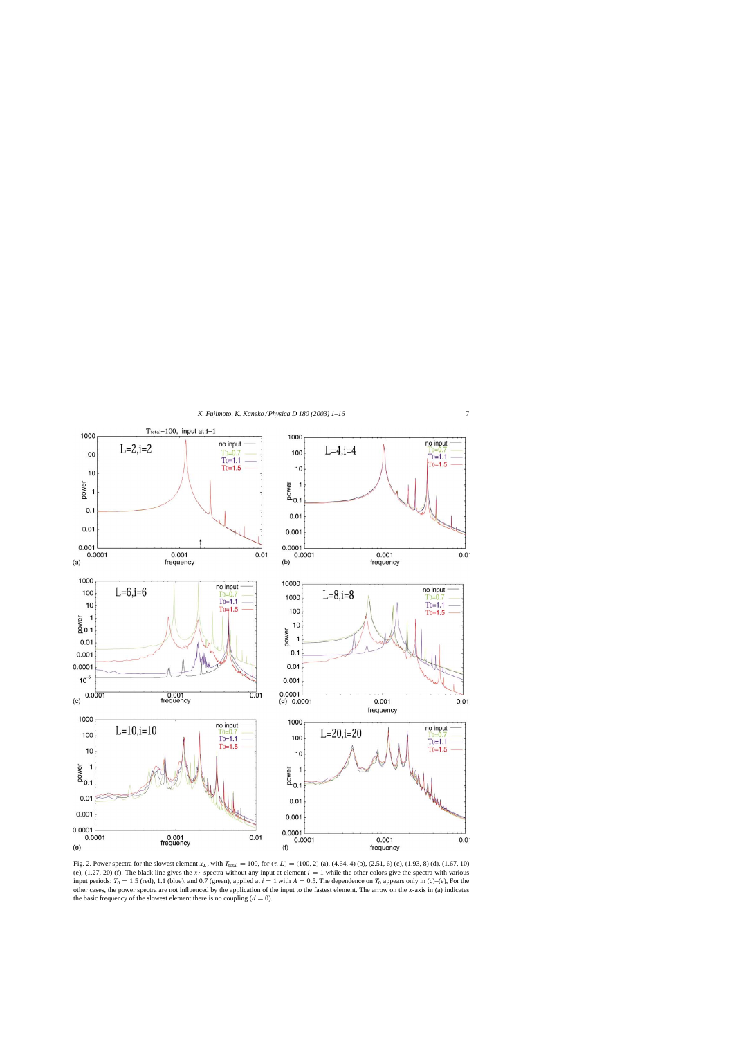Fig. 2. Power spectra for the slowest element $x_L$, with $T_{\rm total} = 100$, for $(\tau, L) = (100, 2)$ (a), (4.64, 4) (b), (2.51, 6) (c), (1.93, 8) (d), (1.67, 10) (e), (1.27, 20) (f). The black line gives the $x_L$ spectra without any input at element $i = 1$ while the other colors give the spectra with various input periods: $T_0 = 1.5$ (red), 1.1 (blue), and 0.7 (green), applied at $i = 1$ with $A = 0.5$. The dependence on $T_0$ appears only in (c)–(e), For the other cases, the power spectra are not influenced by the application of the input to the fastest element. The arrow on the $x$-axis in (a) indicates the basic frequency of the slowest element there is no coupling ($d = 0$).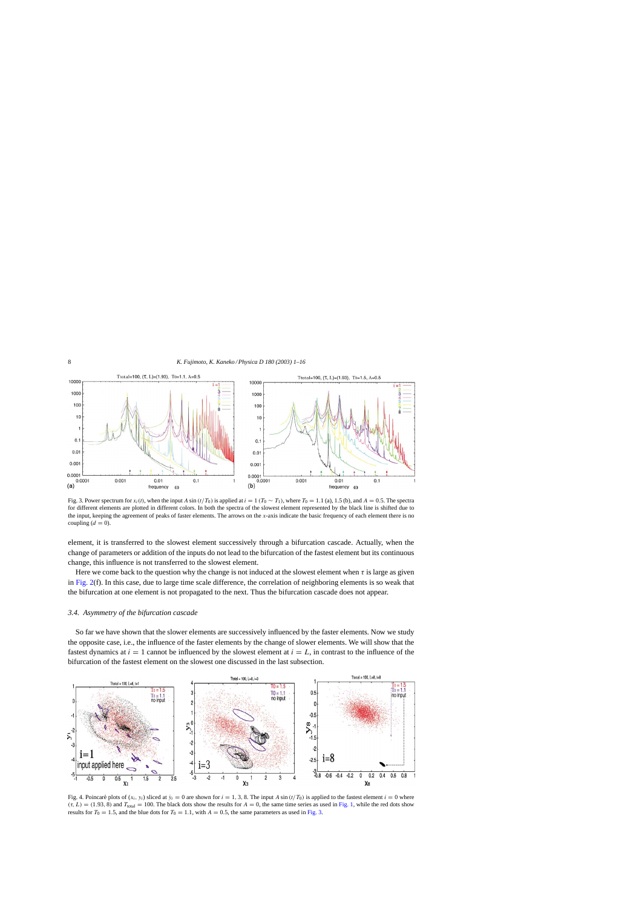Fig. 3. Power spectrum for $x_i(t)$, when the input $A\sin(t/T_0)$ is applied at $i = 1$ ($T_0 \sim T_1$), where $T_0 = 1.1$ (a), 1.5 (b), and $A = 0.5$. The spectra for different elements are plotted in different colors. In both the spectra of the slowest element represented by the black line is shifted due to the input, keeping the agreement of peaks of faster elements. The arrows on the $x$-axis indicate the basic frequency of each element there is no coupling ($d = 0$).

element, it is transferred to the slowest element successively through a bifurcation cascade. Actually, when the change of parameters or addition of the inputs do not lead to the bifurcation of the fastest element but its continuous change, this influence is not transferred to the slowest element.

Here we come back to the question why the change is not induced at the slowest element when $\tau$ is large as given in Fig. 2(f). In this case, due to large time scale difference, the correlation of neighboring elements is so weak that the bifurcation at one element is not propagated to the next. Thus the bifurcation cascade does not appear.

### 3.4. Asymmetry of the bifurcation cascade

So far we have shown that the slower elements are successively influenced by the faster elements. Now we study the opposite case, i.e., the influence of the faster elements by the change of slower elements. We will show that the fastest dynamics at $i = 1$ cannot be influenced by the slowest element at $i = L$, in contrast to the influence of the bifurcation of the fastest element on the slowest one discussed in the last subsection.

Fig. 4. Poincaré plots of $(x_i, y_i)$ sliced at $\dot{y}_i = 0$ are shown for $i = 1, 3, 8$. The input $A\sin(t/T_0)$ is applied to the fastest element $i = 0$ where $(\tau, L) = (1.93, 8)$ and $T_{\text{total}} = 100$. The black dots show the results for $A = 0$, the same time series as used in Fig. 1, while the red dots show results for $T_0 = 1.5$, and the blue dots for $T_0 = 1.1$, with $A = 0.5$, the same parameters as used in Fig. 3.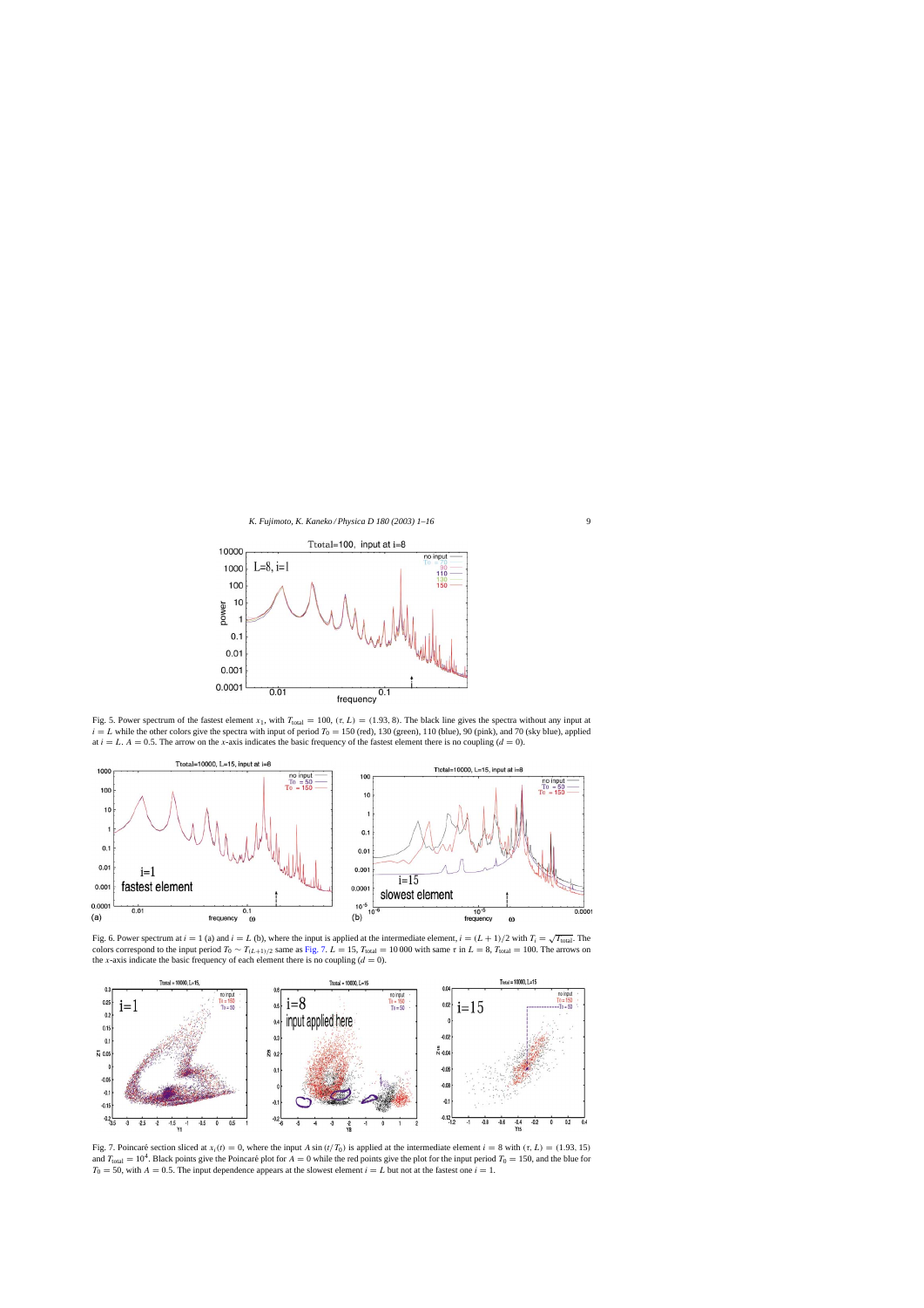Fig. 5. Power spectrum of the fastest element $x_1$, with $T_{\text{total}} = 100$, $(\tau, L) = (1.93, 8)$. The black line gives the spectra without any input at $i = L$ while the other colors give the spectra with input of period $T_0 = 150$ (red), 130 (green), 110 (blue), 90 (pink), and 70 (sky blue), applied at $i = L$. $A = 0.5$. The arrow on the $x$-axis indicates the basic frequency of the fastest element there is no coupling ($d = 0$).

Fig. 6. Power spectrum at $i = 1$ (a) and $i = L$ (b), where the input is applied at the intermediate element, $i = (L + 1)/2$ with $T_i = \sqrt{T_{\text{total}}}$. The colors correspond to the input period $T_0 \sim T_{(L+1)/2}$ same as Fig. 7. $L = 15$, $T_{\text{total}} = 10\,000$ with same $\tau$ in $L = 8$, $T_{\text{total}} = 100$. The arrows on the $x$-axis indicate the basic frequency of each element there is no coupling ($d = 0$).

Fig. 7. Poincaré section sliced at $x_i(t) = 0$, where the input $A \sin(t/T_0)$ is applied at the intermediate element $i = 8$ with $(\tau, L) = (1.93, 15)$ and $T_{\text{total}} = 10^4$. Black points give the Poincaré plot for $A = 0$ while the red points give the plot for the input period $T_0 = 150$, and the blue for $T_0 = 50$, with $A = 0.5$. The input dependence appears at the slowest element $i = L$ but not at the fastest one $i = 1$.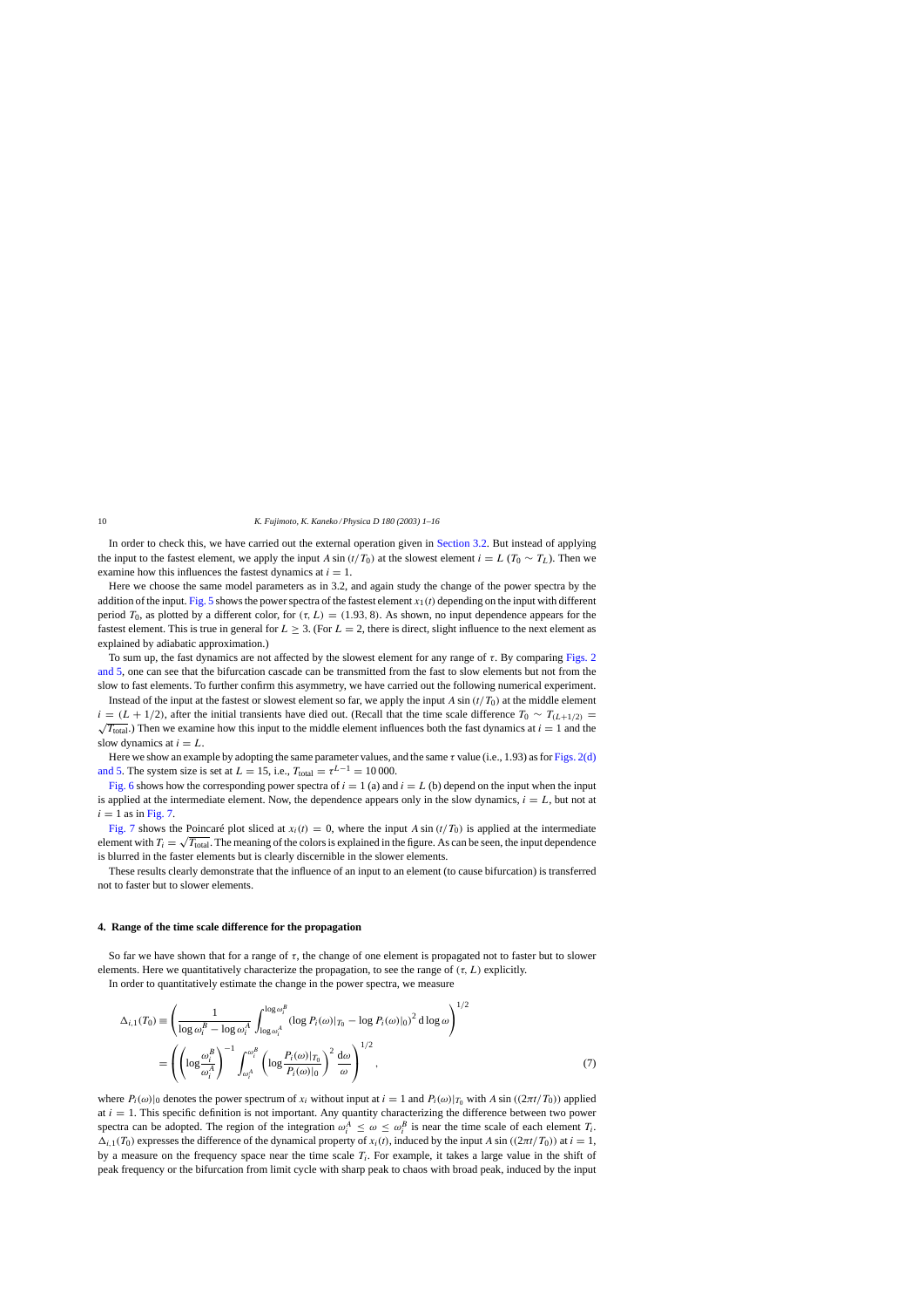In order to check this, we have carried out the external operation given in Section 3.2. But instead of applying the input to the fastest element, we apply the input $A\sin(t/T_0)$ at the slowest element $i = L$ ($T_0 \sim T_L$). Then we examine how this influences the fastest dynamics at $i = 1$.

Here we choose the same model parameters as in 3.2, and again study the change of the power spectra by the addition of the input. Fig. 5 shows the power spectra of the fastest element $x_1(t)$ depending on the input with different period $T_0$, as plotted by a different color, for $(\tau, L) = (1.93, 8)$. As shown, no input dependence appears for the fastest element. This is true in general for $L \geq 3$. (For $L = 2$, there is direct, slight influence to the next element as explained by adiabatic approximation.)

To sum up, the fast dynamics are not affected by the slowest element for any range of $\tau$. By comparing Figs. 2 and 5, one can see that the bifurcation cascade can be transmitted from the fast to slow elements but not from the slow to fast elements. To further confirm this asymmetry, we have carried out the following numerical experiment.

Instead of the input at the fastest or slowest element so far, we apply the input $A\sin(t/T_0)$ at the middle element $i = (L + 1/2)$, after the initial transients have died out. (Recall that the time scale difference $T_0 \sim T_{(L+1/2)} = \sqrt{T_{\text{total}}}$.) Then we examine how this input to the middle element influences both the fast dynamics at $i = 1$ and the slow dynamics at $i = L$.

Here we show an example by adopting the same parameter values, and the same $\tau$ value (i.e., 1.93) as for Figs. 2(d) and 5. The system size is set at $L = 15$, i.e., $T_{\text{total}} = \tau^{L-1} = 10\,000$.

Fig. 6 shows how the corresponding power spectra of $i = 1$ (a) and $i = L$ (b) depend on the input when the input is applied at the intermediate element. Now, the dependence appears only in the slow dynamics, $i = L$, but not at $i = 1$ as in Fig. 7.

Fig. 7 shows the Poincaré plot sliced at $x_i(t) = 0$, where the input $A\sin(t/T_0)$ is applied at the intermediate element with $T_i = \sqrt{T_{\text{total}}}$. The meaning of the colors is explained in the figure. As can be seen, the input dependence is blurred in the faster elements but is clearly discernible in the slower elements.

These results clearly demonstrate that the influence of an input to an element (to cause bifurcation) is transferred not to faster but to slower elements.

## 4. Range of the time scale difference for the propagation

So far we have shown that for a range of $\tau$, the change of one element is propagated not to faster but to slower elements. Here we quantitatively characterize the propagation, to see the range of $(\tau, L)$ explicitly.

In order to quantitatively estimate the change in the power spectra, we measure

$$
\begin{aligned}
\Delta_{i,1}(T_0) &\equiv \left( \frac{1}{\log\omega_i^B - \log\omega_i^A} \int_{\log\omega_i^A}^{\log\omega_i^B} (\log P_i(\omega)|_{T_0} - \log P_i(\omega)|_0)^2 \,\mathrm{d}\log\omega \right)^{1/2} \\
&= \left( \left( \log\frac{\omega_i^B}{\omega_i^A} \right)^{-1} \int_{\omega_i^A}^{\omega_i^B} \left( \log\frac{P_i(\omega)|_{T_0}}{P_i(\omega)|_0} \right)^2 \frac{\mathrm{d}\omega}{\omega} \right)^{1/2},
\end{aligned} \tag{7}
$$

where $P_i(\omega)|_0$ denotes the power spectrum of $x_i$ without input at $i = 1$ and $P_i(\omega)|_{T_0}$ with $A\sin((2\pi t/T_0))$ applied at $i = 1$. This specific definition is not important. Any quantity characterizing the difference between two power spectra can be adopted. The region of the integration $\omega_i^A \leq \omega \leq \omega_i^B$ is near the time scale of each element $T_i$. $\Delta_{i,1}(T_0)$ expresses the difference of the dynamical property of $x_i(t)$, induced by the input $A\sin((2\pi t/T_0))$ at $i = 1$, by a measure on the frequency space near the time scale $T_i$. For example, it takes a large value in the shift of peak frequency or the bifurcation from limit cycle with sharp peak to chaos with broad peak, induced by the input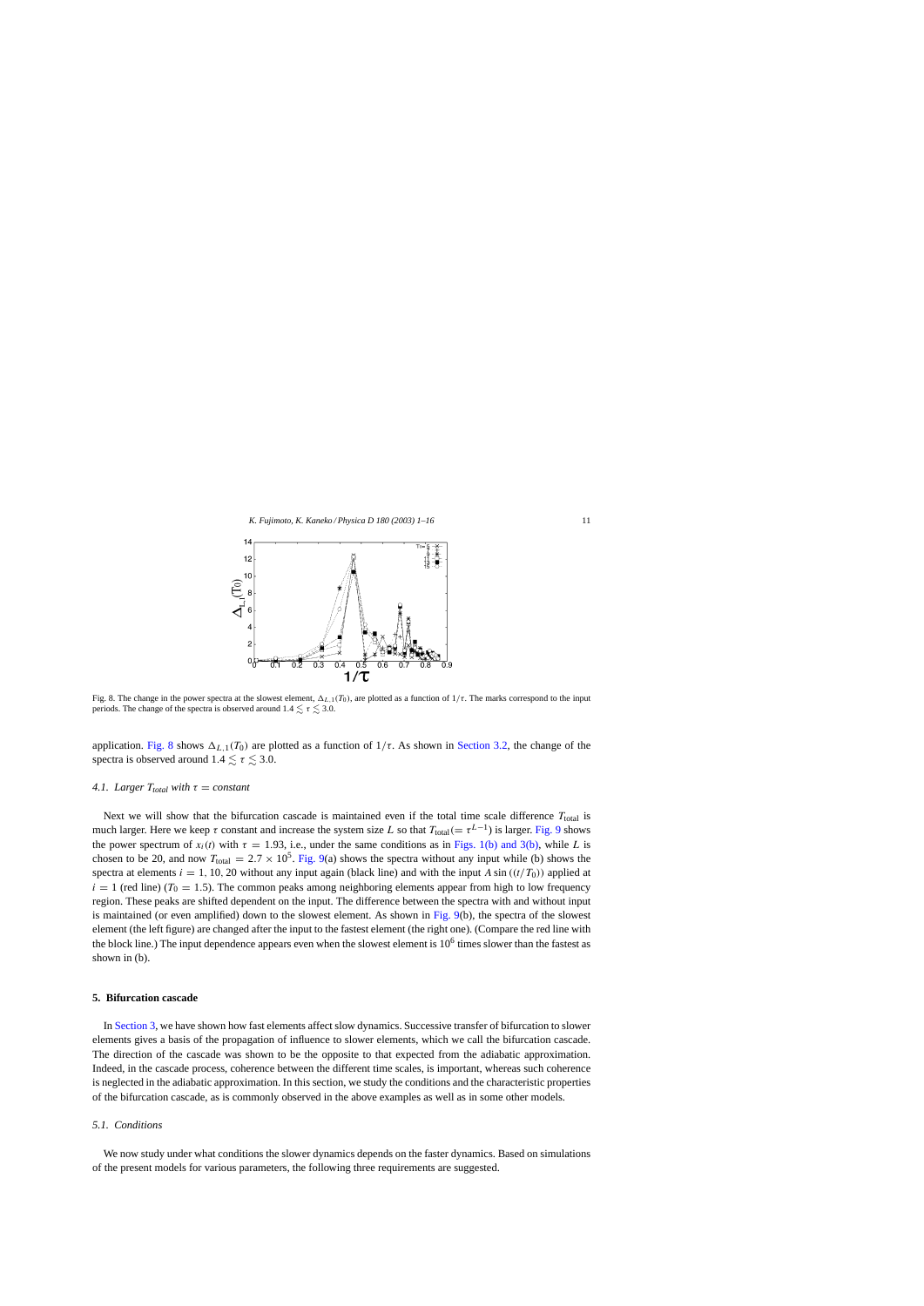Fig. 8. The change in the power spectra at the slowest element, $\Delta_{L,1}(T_0)$, are plotted as a function of $1/\tau$. The marks correspond to the input periods. The change of the spectra is observed around $1.4 \lesssim \tau \lesssim 3.0$.

application. Fig. 8 shows $\Delta_{L,1}(T_0)$ are plotted as a function of $1/\tau$. As shown in Section 3.2, the change of the spectra is observed around $1.4 \lesssim \tau \lesssim 3.0$.

### 4.1. Larger $T_{total}$ with $\tau = constant$

Next we will show that the bifurcation cascade is maintained even if the total time scale difference $T_{\text{total}}$ is much larger. Here we keep $\tau$ constant and increase the system size $L$ so that $T_{\text{total}}(=\tau^{L-1})$ is larger. Fig. 9 shows the power spectrum of $x_i(t)$ with $\tau = 1.93$, i.e., under the same conditions as in Figs. 1(b) and 3(b), while $L$ is chosen to be 20, and now $T_{\text{total}} = 2.7 \times 10^5$. Fig. 9(a) shows the spectra without any input while (b) shows the spectra at elements $i = 1, 10, 20$ without any input again (black line) and with the input $A \sin((t/T_0))$ applied at $i = 1$ (red line) ($T_0 = 1.5$). The common peaks among neighboring elements appear from high to low frequency region. These peaks are shifted dependent on the input. The difference between the spectra with and without input is maintained (or even amplified) down to the slowest element. As shown in Fig. 9(b), the spectra of the slowest element (the left figure) are changed after the input to the fastest element (the right one). (Compare the red line with the block line.) The input dependence appears even when the slowest element is $10^6$ times slower than the fastest as shown in (b).

## 5. Bifurcation cascade

In Section 3, we have shown how fast elements affect slow dynamics. Successive transfer of bifurcation to slower elements gives a basis of the propagation of influence to slower elements, which we call the bifurcation cascade. The direction of the cascade was shown to be the opposite to that expected from the adiabatic approximation. Indeed, in the cascade process, coherence between the different time scales, is important, whereas such coherence is neglected in the adiabatic approximation. In this section, we study the conditions and the characteristic properties of the bifurcation cascade, as is commonly observed in the above examples as well as in some other models.

### 5.1. Conditions

We now study under what conditions the slower dynamics depends on the faster dynamics. Based on simulations of the present models for various parameters, the following three requirements are suggested.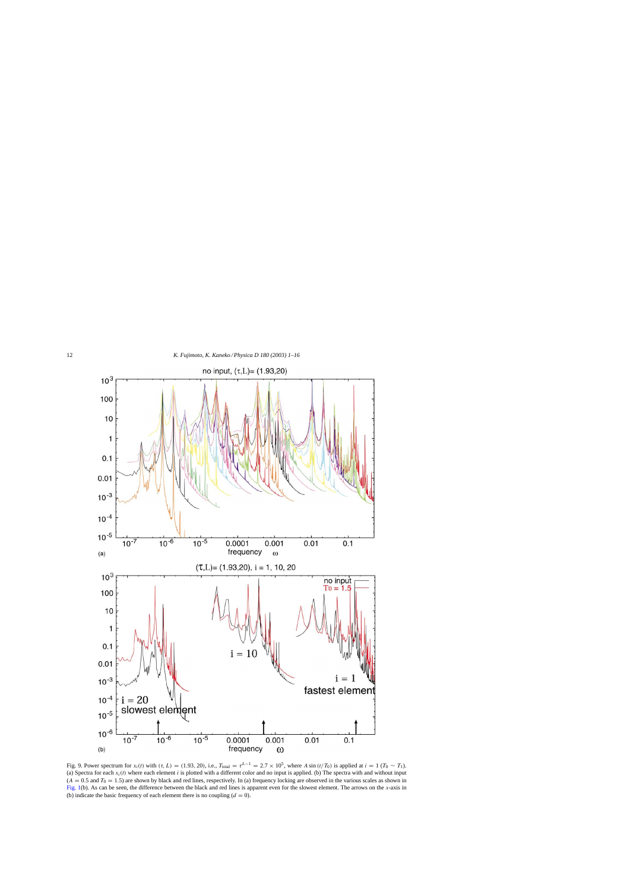Fig. 9. Power spectrum for $x_i(t)$ with $(\tau, L) = (1.93, 20)$, i.e., $T_{\text{total}} = \tau^{L-1} = 2.7 \times 10^5$, where $A \sin(t/T_0)$ is applied at $i = 1$ ($T_0 \sim T_1$). (a) Spectra for each $x_i(t)$ where each element $i$ is plotted with a different color and no input is applied. (b) The spectra with and without input ($A = 0.5$ and $T_0 = 1.5$) are shown by black and red lines, respectively. In (a) frequency locking are observed in the various scales as shown in Fig. 1(b). As can be seen, the difference between the black and red lines is apparent even for the slowest element. The arrows on the $x$-axis in (b) indicate the basic frequency of each element there is no coupling ($d = 0$).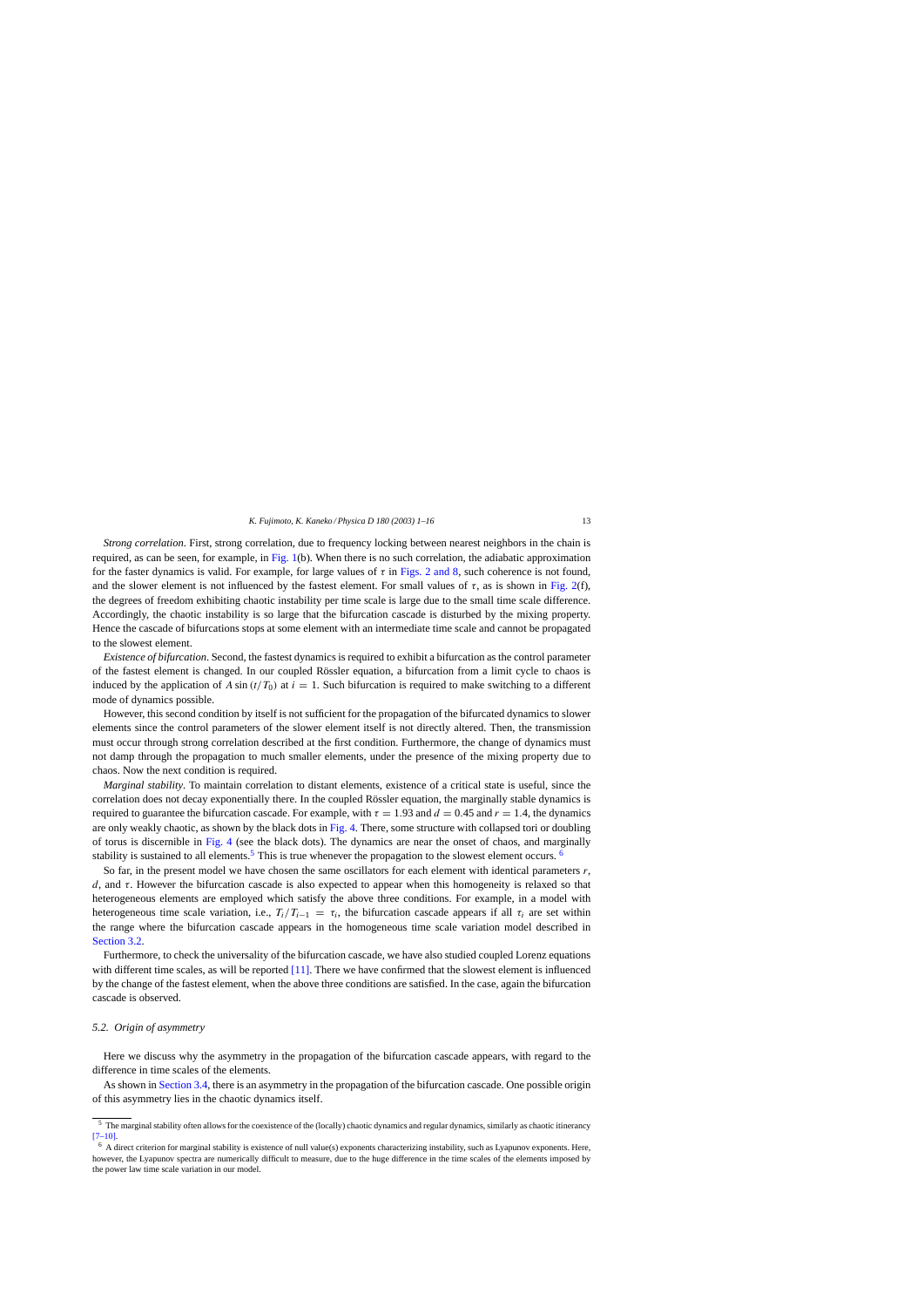*Strong correlation*. First, strong correlation, due to frequency locking between nearest neighbors in the chain is required, as can be seen, for example, in Fig. 1(b). When there is no such correlation, the adiabatic approximation for the faster dynamics is valid. For example, for large values of $\tau$ in Figs. 2 and 8, such coherence is not found, and the slower element is not influenced by the fastest element. For small values of $\tau$, as is shown in Fig. 2(f), the degrees of freedom exhibiting chaotic instability per time scale is large due to the small time scale difference. Accordingly, the chaotic instability is so large that the bifurcation cascade is disturbed by the mixing property. Hence the cascade of bifurcations stops at some element with an intermediate time scale and cannot be propagated to the slowest element.

*Existence of bifurcation*. Second, the fastest dynamics is required to exhibit a bifurcation as the control parameter of the fastest element is changed. In our coupled Rössler equation, a bifurcation from a limit cycle to chaos is induced by the application of $A \sin(t/T_0)$ at $i = 1$. Such bifurcation is required to make switching to a different mode of dynamics possible.

However, this second condition by itself is not sufficient for the propagation of the bifurcated dynamics to slower elements since the control parameters of the slower element itself is not directly altered. Then, the transmission must occur through strong correlation described at the first condition. Furthermore, the change of dynamics must not damp through the propagation to much smaller elements, under the presence of the mixing property due to chaos. Now the next condition is required.

*Marginal stability*. To maintain correlation to distant elements, existence of a critical state is useful, since the correlation does not decay exponentially there. In the coupled Rössler equation, the marginally stable dynamics is required to guarantee the bifurcation cascade. For example, with $\tau = 1.93$ and $d = 0.45$ and $r = 1.4$, the dynamics are only weakly chaotic, as shown by the black dots in Fig. 4. There, some structure with collapsed tori or doubling of torus is discernible in Fig. 4 (see the black dots). The dynamics are near the onset of chaos, and marginally stability is sustained to all elements.[5] This is true whenever the propagation to the slowest element occurs. [6]

So far, in the present model we have chosen the same oscillators for each element with identical parameters $r$, $d$, and $\tau$. However the bifurcation cascade is also expected to appear when this homogeneity is relaxed so that heterogeneous elements are employed which satisfy the above three conditions. For example, in a model with heterogeneous time scale variation, i.e., $T_i/T_{i-1} = \tau_i$, the bifurcation cascade appears if all $\tau_i$ are set within the range where the bifurcation cascade appears in the homogeneous time scale variation model described in Section 3.2.

Furthermore, to check the universality of the bifurcation cascade, we have also studied coupled Lorenz equations with different time scales, as will be reported [11]. There we have confirmed that the slowest element is influenced by the change of the fastest element, when the above three conditions are satisfied. In the case, again the bifurcation cascade is observed.

### 5.2. Origin of asymmetry

Here we discuss why the asymmetry in the propagation of the bifurcation cascade appears, with regard to the difference in time scales of the elements.

As shown in Section 3.4, there is an asymmetry in the propagation of the bifurcation cascade. One possible origin of this asymmetry lies in the chaotic dynamics itself.

---

[5] The marginal stability often allows for the coexistence of the (locally) chaotic dynamics and regular dynamics, similarly as chaotic itinerancy [7–10].

[6] A direct criterion for marginal stability is existence of null value(s) exponents characterizing instability, such as Lyapunov exponents. Here, however, the Lyapunov spectra are numerically difficult to measure, due to the huge difference in the time scales of the elements imposed by the power law time scale variation in our model.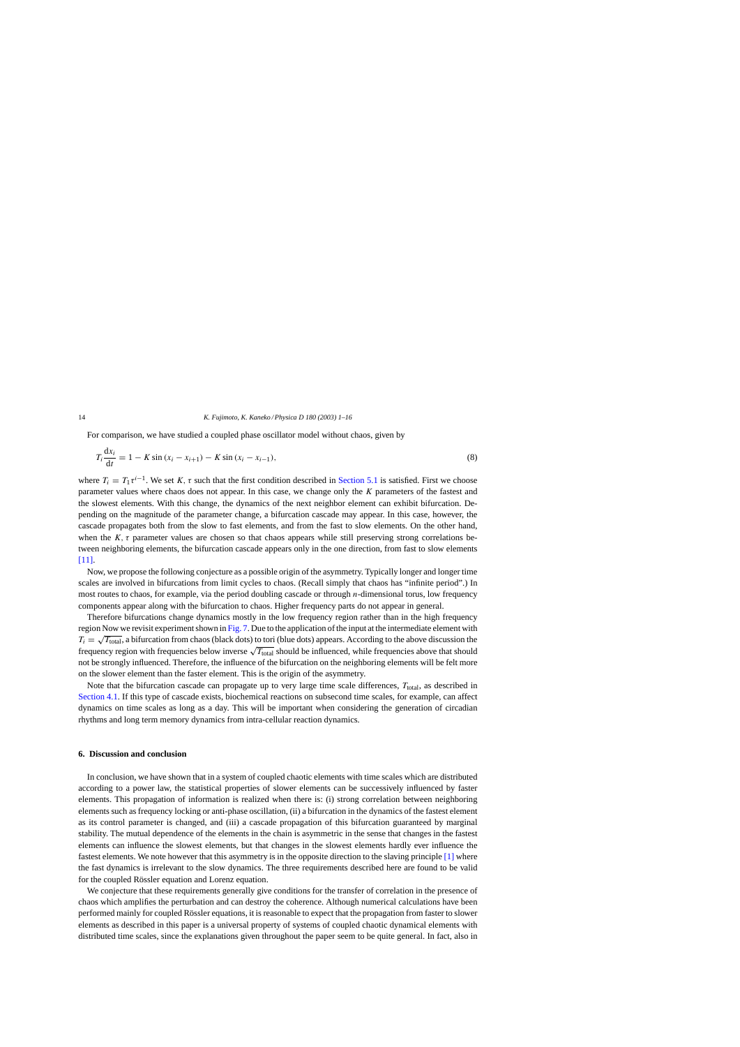For comparison, we have studied a coupled phase oscillator model without chaos, given by

$$T_i \frac{\mathrm{d}x_i}{\mathrm{d}t} = 1 - K \sin(x_i - x_{i+1}) - K \sin(x_i - x_{i-1}), \tag{8}$$

where $T_i = T_1 \tau^{i-1}$. We set $K, \tau$ such that the first condition described in Section 5.1 is satisfied. First we choose parameter values where chaos does not appear. In this case, we change only the $K$ parameters of the fastest and the slowest elements. With this change, the dynamics of the next neighbor element can exhibit bifurcation. Depending on the magnitude of the parameter change, a bifurcation cascade may appear. In this case, however, the cascade propagates both from the slow to fast elements, and from the fast to slow elements. On the other hand, when the $K, \tau$ parameter values are chosen so that chaos appears while still preserving strong correlations between neighboring elements, the bifurcation cascade appears only in the one direction, from fast to slow elements [11].

Now, we propose the following conjecture as a possible origin of the asymmetry. Typically longer and longer time scales are involved in bifurcations from limit cycles to chaos. (Recall simply that chaos has "infinite period".) In most routes to chaos, for example, via the period doubling cascade or through $n$-dimensional torus, low frequency components appear along with the bifurcation to chaos. Higher frequency parts do not appear in general.

Therefore bifurcations change dynamics mostly in the low frequency region rather than in the high frequency region Now we revisit experiment shown in Fig. 7. Due to the application of the input at the intermediate element with $T_i = \sqrt{T_{\mathrm{total}}}$, a bifurcation from chaos (black dots) to tori (blue dots) appears. According to the above discussion the frequency region with frequencies below inverse $\sqrt{T_{\mathrm{total}}}$ should be influenced, while frequencies above that should not be strongly influenced. Therefore, the influence of the bifurcation on the neighboring elements will be felt more on the slower element than the faster element. This is the origin of the asymmetry.

Note that the bifurcation cascade can propagate up to very large time scale differences, $T_{\mathrm{total}}$, as described in Section 4.1. If this type of cascade exists, biochemical reactions on subsecond time scales, for example, can affect dynamics on time scales as long as a day. This will be important when considering the generation of circadian rhythms and long term memory dynamics from intra-cellular reaction dynamics.

## 6. Discussion and conclusion

In conclusion, we have shown that in a system of coupled chaotic elements with time scales which are distributed according to a power law, the statistical properties of slower elements can be successively influenced by faster elements. This propagation of information is realized when there is: (i) strong correlation between neighboring elements such as frequency locking or anti-phase oscillation, (ii) a bifurcation in the dynamics of the fastest element as its control parameter is changed, and (iii) a cascade propagation of this bifurcation guaranteed by marginal stability. The mutual dependence of the elements in the chain is asymmetric in the sense that changes in the fastest elements can influence the slowest elements, but that changes in the slowest elements hardly ever influence the fastest elements. We note however that this asymmetry is in the opposite direction to the slaving principle [1] where the fast dynamics is irrelevant to the slow dynamics. The three requirements described here are found to be valid for the coupled Rössler equation and Lorenz equation.

We conjecture that these requirements generally give conditions for the transfer of correlation in the presence of chaos which amplifies the perturbation and can destroy the coherence. Although numerical calculations have been performed mainly for coupled Rössler equations, it is reasonable to expect that the propagation from faster to slower elements as described in this paper is a universal property of systems of coupled chaotic dynamical elements with distributed time scales, since the explanations given throughout the paper seem to be quite general. In fact, also in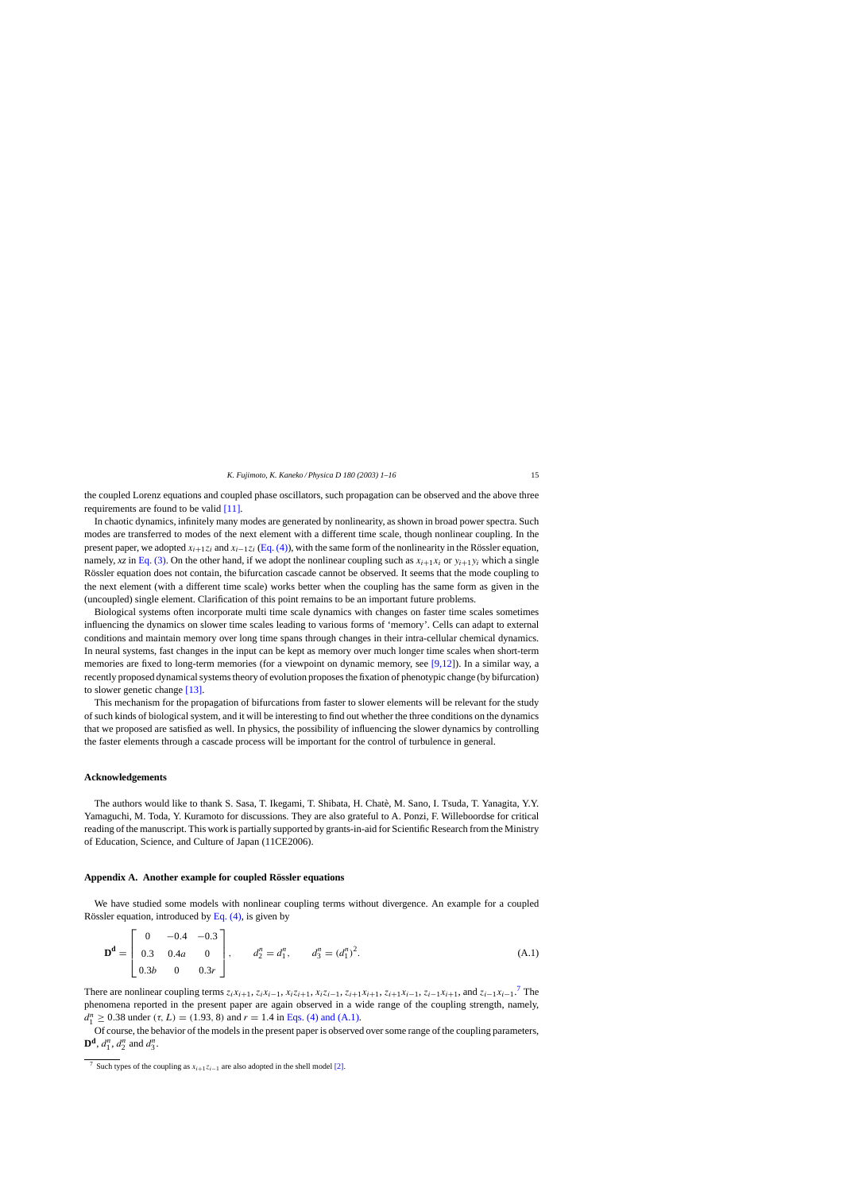the coupled Lorenz equations and coupled phase oscillators, such propagation can be observed and the above three requirements are found to be valid [11].

In chaotic dynamics, infinitely many modes are generated by nonlinearity, as shown in broad power spectra. Such modes are transferred to modes of the next element with a different time scale, though nonlinear coupling. In the present paper, we adopted $x_{i+1}z_i$ and $x_{i-1}z_i$ (Eq. (4)), with the same form of the nonlinearity in the Rössler equation, namely, $xz$ in Eq. (3). On the other hand, if we adopt the nonlinear coupling such as $x_{i+1}x_i$ or $y_{i+1}y_i$ which a single Rössler equation does not contain, the bifurcation cascade cannot be observed. It seems that the mode coupling to the next element (with a different time scale) works better when the coupling has the same form as given in the (uncoupled) single element. Clarification of this point remains to be an important future problems.

Biological systems often incorporate multi time scale dynamics with changes on faster time scales sometimes influencing the dynamics on slower time scales leading to various forms of 'memory'. Cells can adapt to external conditions and maintain memory over long time spans through changes in their intra-cellular chemical dynamics. In neural systems, fast changes in the input can be kept as memory over much longer time scales when short-term memories are fixed to long-term memories (for a viewpoint on dynamic memory, see [9,12]). In a similar way, a recently proposed dynamical systems theory of evolution proposes the fixation of phenotypic change (by bifurcation) to slower genetic change [13].

This mechanism for the propagation of bifurcations from faster to slower elements will be relevant for the study of such kinds of biological system, and it will be interesting to find out whether the three conditions on the dynamics that we proposed are satisfied as well. In physics, the possibility of influencing the slower dynamics by controlling the faster elements through a cascade process will be important for the control of turbulence in general.

## Acknowledgements

The authors would like to thank S. Sasa, T. Ikegami, T. Shibata, H. Chatè, M. Sano, I. Tsuda, T. Yanagita, Y.Y. Yamaguchi, M. Toda, Y. Kuramoto for discussions. They are also grateful to A. Ponzi, F. Willeboordse for critical reading of the manuscript. This work is partially supported by grants-in-aid for Scientific Research from the Ministry of Education, Science, and Culture of Japan (11CE2006).

## Appendix A. Another example for coupled Rössler equations

We have studied some models with nonlinear coupling terms without divergence. An example for a coupled Rössler equation, introduced by Eq. (4), is given by

$$\mathbf{D^d} = \begin{bmatrix} 0 & -0.4 & -0.3 \\ 0.3 & 0.4a & 0 \\ 0.3b & 0 & 0.3r \end{bmatrix}, \qquad d_2^n = d_1^n, \qquad d_3^n = (d_1^n)^2. \tag{A.1}$$

There are nonlinear coupling terms $z_i x_{i+1}$, $z_i x_{i-1}$, $x_i z_{i+1}$, $x_i z_{i-1}$, $z_{i+1}x_{i+1}$, $z_{i+1}x_{i-1}$, $z_{i-1}x_{i+1}$, and $z_{i-1}x_{i-1}$.[7] The phenomena reported in the present paper are again observed in a wide range of the coupling strength, namely, $d_1^n \geq 0.38$ under $(\tau, L) = (1.93, 8)$ and $r = 1.4$ in Eqs. (4) and (A.1).

Of course, the behavior of the models in the present paper is observed over some range of the coupling parameters, $\mathbf{D^d}$, $d_1^n$, $d_2^n$ and $d_3^n$.

[7] Such types of the coupling as $x_{i+1}z_{i-1}$ are also adopted in the shell model [2].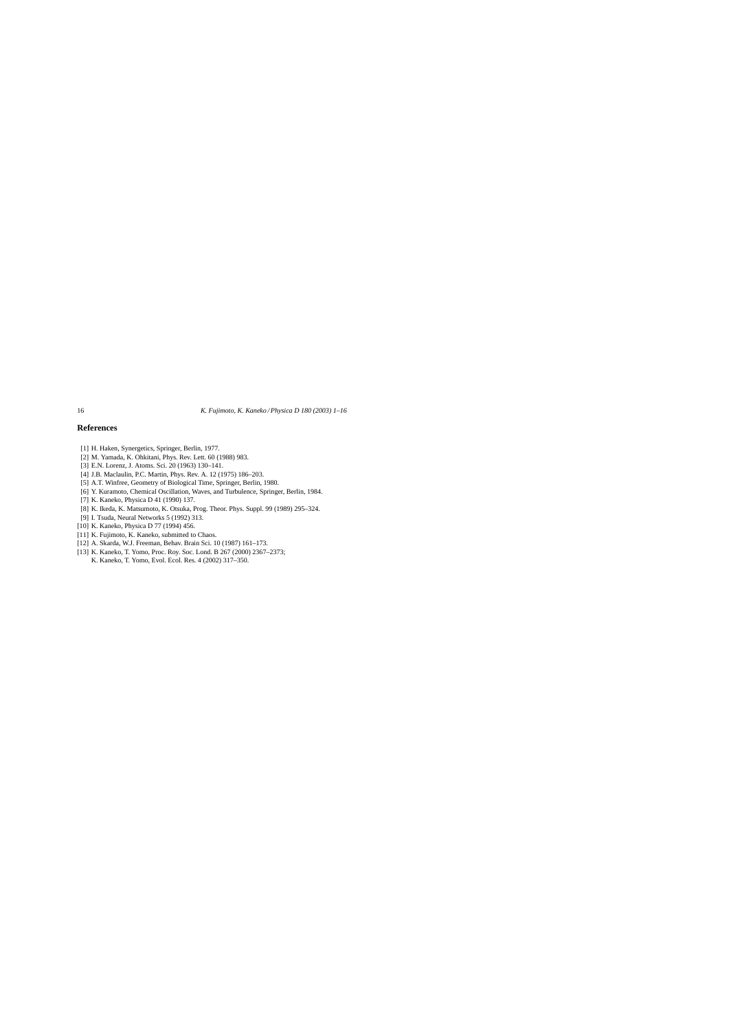## References

[1] H. Haken, Synergetics, Springer, Berlin, 1977.
[2] M. Yamada, K. Ohkitani, Phys. Rev. Lett. 60 (1988) 983.
[3] E.N. Lorenz, J. Atoms. Sci. 20 (1963) 130–141.
[4] J.B. Maclaulin, P.C. Martin, Phys. Rev. A. 12 (1975) 186–203.
[5] A.T. Winfree, Geometry of Biological Time, Springer, Berlin, 1980.
[6] Y. Kuramoto, Chemical Oscillation, Waves, and Turbulence, Springer, Berlin, 1984.
[7] K. Kaneko, Physica D 41 (1990) 137.
[8] K. Ikeda, K. Matsumoto, K. Otsuka, Prog. Theor. Phys. Suppl. 99 (1989) 295–324.
[9] I. Tsuda, Neural Networks 5 (1992) 313.
[10] K. Kaneko, Physica D 77 (1994) 456.
[11] K. Fujimoto, K. Kaneko, submitted to Chaos.
[12] A. Skarda, W.J. Freeman, Behav. Brain Sci. 10 (1987) 161–173.
[13] K. Kaneko, T. Yomo, Proc. Roy. Soc. Lond. B 267 (2000) 2367–2373; K. Kaneko, T. Yomo, Evol. Ecol. Res. 4 (2002) 317–350.